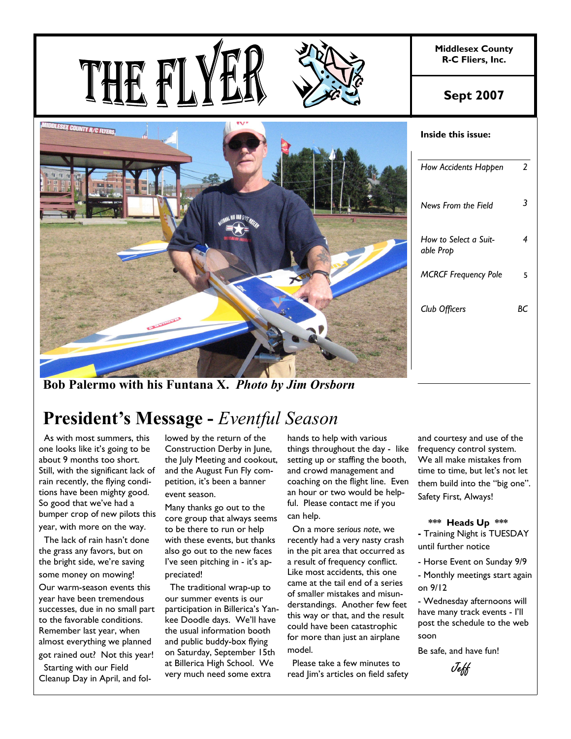# THE FLYER

**Middlesex County R-C Fliers, Inc.**

**Sept 2007**

**Inside this issue:**

| | |
|---|---|
| *How Accidents Happen* | 2 |
| *News From the Field* | 3 |
| *How to Select a Suitable Prop* | 4 |
| *MCRCF Frequency Pole* | 5 |
| *Club Officers* | BC |

**Bob Palermo with his Funtana X.** ***Photo by Jim Orsborn***

## President's Message - *Eventful Season*

As with most summers, this one looks like it's going to be about 9 months too short. Still, with the significant lack of rain recently, the flying conditions have been mighty good. So good that we've had a bumper crop of new pilots this year, with more on the way.

The lack of rain hasn't done the grass any favors, but on the bright side, we're saving some money on mowing!

Our warm-season events this year have been tremendous successes, due in no small part to the favorable conditions. Remember last year, when almost everything we planned got rained out? Not this year!

Starting with our Field Cleanup Day in April, and followed by the return of the Construction Derby in June, the July Meeting and cookout, and the August Fun Fly competition, it's been a banner event season.

Many thanks go out to the core group that always seems to be there to run or help with these events, but thanks also go out to the new faces I've seen pitching in - it's appreciated!

The traditional wrap-up to our summer events is our participation in Billerica's Yankee Doodle days. We'll have the usual information booth and public buddy-box flying on Saturday, September 15th at Billerica High School. We very much need some extra hands to help with various things throughout the day - like setting up or staffing the booth, and crowd management and coaching on the flight line. Even an hour or two would be helpful. Please contact me if you can help.

On a more *serious note*, we recently had a very nasty crash in the pit area that occurred as a result of frequency conflict. Like most accidents, this one came at the tail end of a series of smaller mistakes and misunderstandings. Another few feet this way or that, and the result could have been catastrophic for more than just an airplane model.

Please take a few minutes to read Jim's articles on field safety and courtesy and use of the frequency control system. We all make mistakes from time to time, but let's not let them build into the "big one". Safety First, Always!

**\*\*\* Heads Up \*\*\***

- Training Night is TUESDAY until further notice
- Horse Event on Sunday 9/9
- Monthly meetings start again on 9/12
- Wednesday afternoons will have many track events - I'll post the schedule to the web soon

Be safe, and have fun!

*Jeff*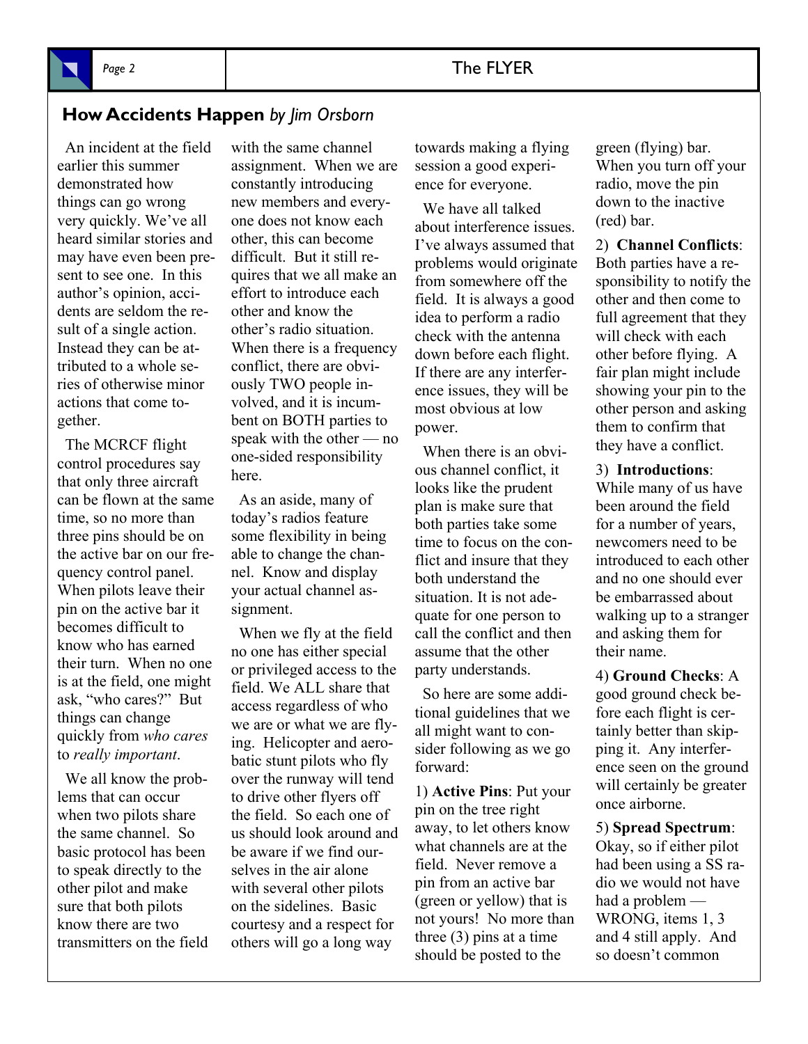## How Accidents Happen *by Jim Orsborn*

An incident at the field earlier this summer demonstrated how things can go wrong very quickly. We've all heard similar stories and may have even been present to see one. In this author's opinion, accidents are seldom the result of a single action. Instead they can be attributed to a whole series of otherwise minor actions that come together.

The MCRCF flight control procedures say that only three aircraft can be flown at the same time, so no more than three pins should be on the active bar on our frequency control panel. When pilots leave their pin on the active bar it becomes difficult to know who has earned their turn. When no one is at the field, one might ask, "who cares?" But things can change quickly from *who cares* to *really important*.

We all know the problems that can occur when two pilots share the same channel. So basic protocol has been to speak directly to the other pilot and make sure that both pilots know there are two transmitters on the field with the same channel assignment. When we are constantly introducing new members and everyone does not know each other, this can become difficult. But it still requires that we all make an effort to introduce each other and know the other's radio situation. When there is a frequency conflict, there are obviously TWO people involved, and it is incumbent on BOTH parties to speak with the other — no one-sided responsibility here.

As an aside, many of today's radios feature some flexibility in being able to change the channel. Know and display your actual channel assignment.

When we fly at the field no one has either special or privileged access to the field. We ALL share that access regardless of who we are or what we are flying. Helicopter and aerobatic stunt pilots who fly over the runway will tend to drive other flyers off the field. So each one of us should look around and be aware if we find ourselves in the air alone with several other pilots on the sidelines. Basic courtesy and a respect for others will go a long way towards making a flying session a good experience for everyone.

We have all talked about interference issues. I've always assumed that problems would originate from somewhere off the field. It is always a good idea to perform a radio check with the antenna down before each flight. If there are any interference issues, they will be most obvious at low power.

When there is an obvious channel conflict, it looks like the prudent plan is make sure that both parties take some time to focus on the conflict and insure that they both understand the situation. It is not adequate for one person to call the conflict and then assume that the other party understands.

So here are some additional guidelines that we all might want to consider following as we go forward:

1) **Active Pins**: Put your pin on the tree right away, to let others know what channels are at the field. Never remove a pin from an active bar (green or yellow) that is not yours! No more than three (3) pins at a time should be posted to the green (flying) bar. When you turn off your radio, move the pin down to the inactive (red) bar.

2) **Channel Conflicts**: Both parties have a responsibility to notify the other and then come to full agreement that they will check with each other before flying. A fair plan might include showing your pin to the other person and asking them to confirm that they have a conflict.

3) **Introductions**: While many of us have been around the field for a number of years, newcomers need to be introduced to each other and no one should ever be embarrassed about walking up to a stranger and asking them for their name.

4) **Ground Checks**: A good ground check before each flight is certainly better than skipping it. Any interference seen on the ground will certainly be greater once airborne.

5) **Spread Spectrum**: Okay, so if either pilot had been using a SS radio we would not have had a problem — WRONG, items 1, 3 and 4 still apply. And so doesn't common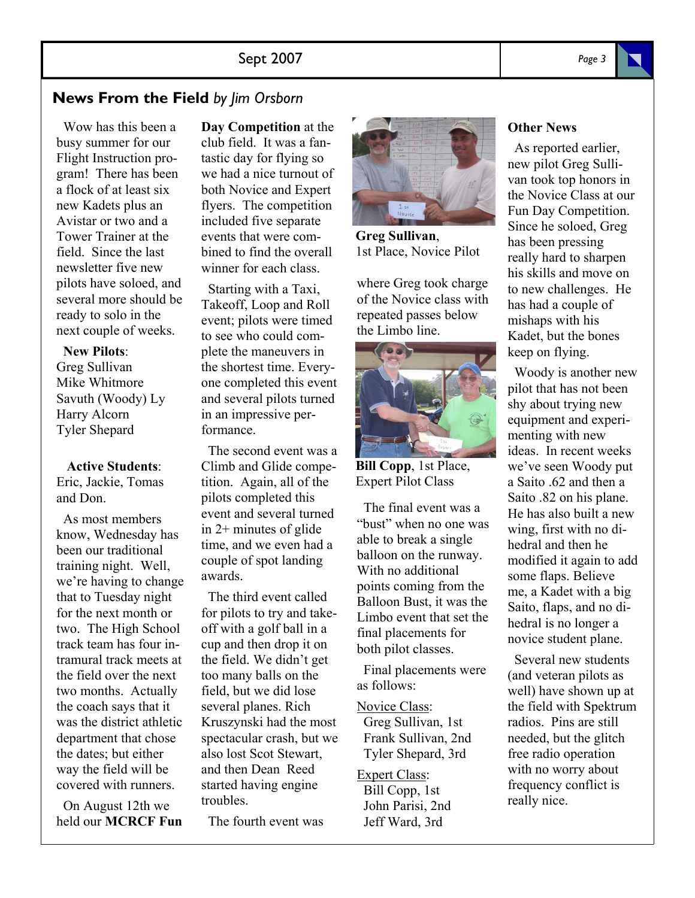## News From the Field *by Jim Orsborn*

Wow has this been a busy summer for our Flight Instruction program! There has been a flock of at least six new Kadets plus an Avistar or two and a Tower Trainer at the field. Since the last newsletter five new pilots have soloed, and several more should be ready to solo in the next couple of weeks.

**New Pilots**:
Greg Sullivan
Mike Whitmore
Savuth (Woody) Ly
Harry Alcorn
Tyler Shepard

**Active Students**:
Eric, Jackie, Tomas and Don.

As most members know, Wednesday has been our traditional training night. Well, we're having to change that to Tuesday night for the next month or two. The High School track team has four intramural track meets at the field over the next two months. Actually the coach says that it was the district athletic department that chose the dates; but either way the field will be covered with runners.

On August 12th we held our **MCRCF Fun Day Competition** at the club field. It was a fantastic day for flying so we had a nice turnout of both Novice and Expert flyers. The competition included five separate events that were combined to find the overall winner for each class.

Starting with a Taxi, Takeoff, Loop and Roll event; pilots were timed to see who could complete the maneuvers in the shortest time. Everyone completed this event and several pilots turned in an impressive performance.

The second event was a Climb and Glide competition. Again, all of the pilots completed this event and several turned in 2+ minutes of glide time, and we even had a couple of spot landing awards.

The third event called for pilots to try and take-off with a golf ball in a cup and then drop it on the field. We didn't get too many balls on the field, but we did lose several planes. Rich Kruszynski had the most spectacular crash, but we also lost Scot Stewart, and then Dean Reed started having engine troubles.

The fourth event was where Greg took charge of the Novice class with repeated passes below the Limbo line.

**Greg Sullivan**, 1st Place, Novice Pilot

**Bill Copp**, 1st Place, Expert Pilot Class

The final event was a "bust" when no one was able to break a single balloon on the runway. With no additional points coming from the Balloon Bust, it was the Limbo event that set the final placements for both pilot classes.

Final placements were as follows:

Novice Class:
Greg Sullivan, 1st
Frank Sullivan, 2nd
Tyler Shepard, 3rd

Expert Class:
Bill Copp, 1st
John Parisi, 2nd
Jeff Ward, 3rd

**Other News**

As reported earlier, new pilot Greg Sullivan took top honors in the Novice Class at our Fun Day Competition. Since he soloed, Greg has been pressing really hard to sharpen his skills and move on to new challenges. He has had a couple of mishaps with his Kadet, but the bones keep on flying.

Woody is another new pilot that has not been shy about trying new equipment and experimenting with new ideas. In recent weeks we've seen Woody put a Saito .62 and then a Saito .82 on his plane. He has also built a new wing, first with no dihedral and then he modified it again to add some flaps. Believe me, a Kadet with a big Saito, flaps, and no dihedral is no longer a novice student plane.

Several new students (and veteran pilots as well) have shown up at the field with Spektrum radios. Pins are still needed, but the glitch free radio operation with no worry about frequency conflict is really nice.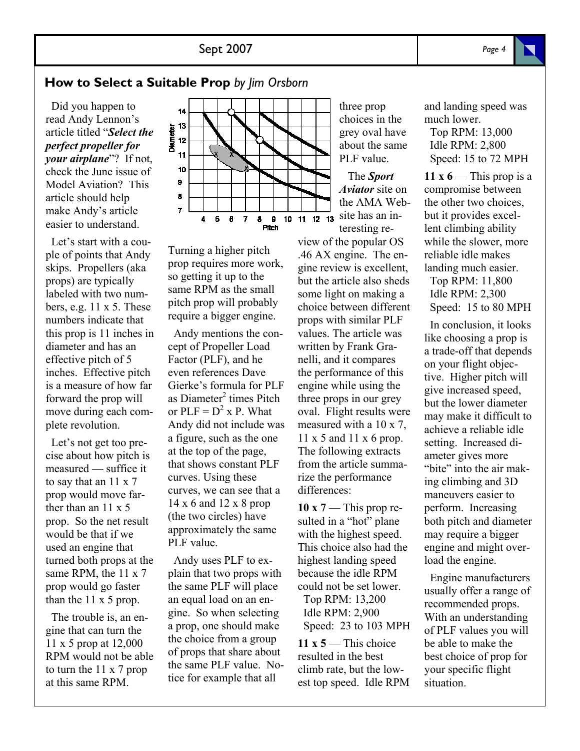## How to Select a Suitable Prop *by Jim Orsborn*

Did you happen to read Andy Lennon's article titled "***Select the perfect propeller for your airplane***"? If not, check the June issue of Model Aviation? This article should help make Andy's article easier to understand.

Let's start with a couple of points that Andy skips. Propellers (aka props) are typically labeled with two numbers, e.g. 11 x 5. These numbers indicate that this prop is 11 inches in diameter and has an effective pitch of 5 inches. Effective pitch is a measure of how far forward the prop will move during each complete revolution.

Let's not get too precise about how pitch is measured — suffice it to say that an 11 x 7 prop would move farther than an 11 x 5 prop. So the net result would be that if we used an engine that turned both props at the same RPM, the 11 x 7 prop would go faster than the 11 x 5 prop.

The trouble is, an engine that can turn the 11 x 5 prop at 12,000 RPM would not be able to turn the 11 x 7 prop at this same RPM. Turning a higher pitch prop requires more work, so getting it up to the same RPM as the small pitch prop will probably require a bigger engine.

Andy mentions the concept of Propeller Load Factor (PLF), and he even references Dave Gierke's formula for PLF as Diameter$^2$ times Pitch or PLF = $D^2$ x P. What Andy did not include was a figure, such as the one at the top of the page, that shows constant PLF curves. Using these curves, we can see that a 14 x 6 and 12 x 8 prop (the two circles) have approximately the same PLF value.

Andy uses PLF to explain that two props with the same PLF will place an equal load on an engine. So when selecting a prop, one should make the choice from a group of props that share about the same PLF value. Notice for example that all three prop choices in the grey oval have about the same PLF value.

The ***Sport Aviator*** site on the AMA Website has an interesting review of the popular OS .46 AX engine. The engine review is excellent, but the article also sheds some light on making a choice between different props with similar PLF values. The article was written by Frank Granelli, and it compares the performance of this engine while using the three props in our grey oval. Flight results were measured with a 10 x 7, 11 x 5 and 11 x 6 prop. The following extracts from the article summarize the performance differences:

**10 x 7** — This prop resulted in a "hot" plane with the highest speed. This choice also had the highest landing speed because the idle RPM could not be set lower.
Top RPM: 13,200
Idle RPM: 2,900
Speed: 23 to 103 MPH

**11 x 5** — This choice resulted in the best climb rate, but the lowest top speed. Idle RPM and landing speed was much lower.
Top RPM: 13,000
Idle RPM: 2,800
Speed: 15 to 72 MPH

**11 x 6** — This prop is a compromise between the other two choices, but it provides excellent climbing ability while the slower, more reliable idle makes landing much easier.
Top RPM: 11,800
Idle RPM: 2,300
Speed: 15 to 80 MPH

In conclusion, it looks like choosing a prop is a trade-off that depends on your flight objective. Higher pitch will give increased speed, but the lower diameter may make it difficult to achieve a reliable idle setting. Increased diameter gives more "bite" into the air making climbing and 3D maneuvers easier to perform. Increasing both pitch and diameter may require a bigger engine and might overload the engine.

Engine manufacturers usually offer a range of recommended props. With an understanding of PLF values you will be able to make the best choice of prop for your specific flight situation.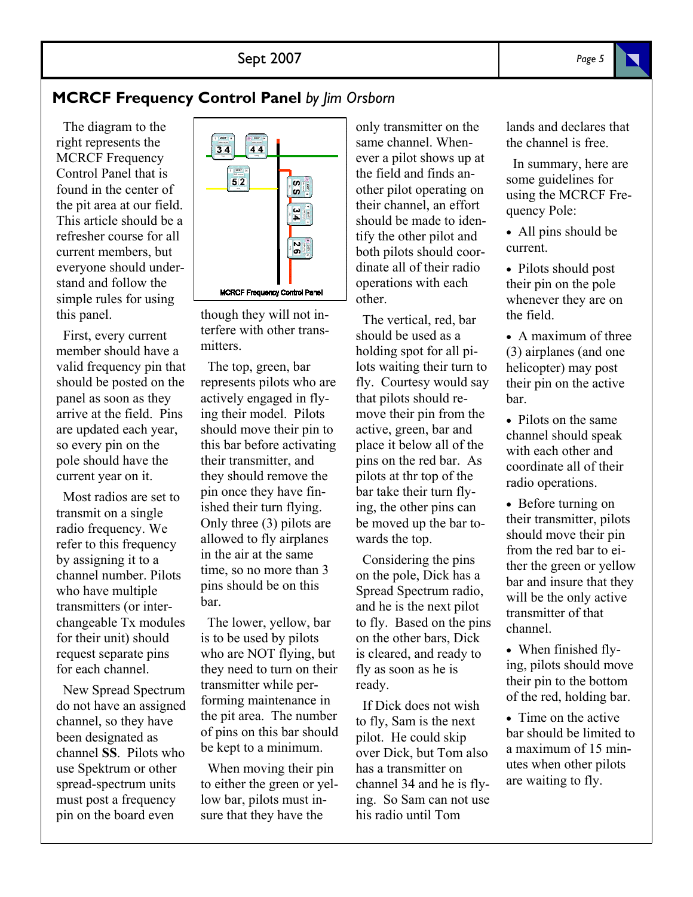## MCRCF Frequency Control Panel *by Jim Orsborn*

The diagram to the right represents the MCRCF Frequency Control Panel that is found in the center of the pit area at our field. This article should be a refresher course for all current members, but everyone should understand and follow the simple rules for using this panel.

First, every current member should have a valid frequency pin that should be posted on the panel as soon as they arrive at the field. Pins are updated each year, so every pin on the pole should have the current year on it.

Most radios are set to transmit on a single radio frequency. We refer to this frequency by assigning it to a channel number. Pilots who have multiple transmitters (or interchangeable Tx modules for their unit) should request separate pins for each channel.

New Spread Spectrum do not have an assigned channel, so they have been designated as channel **SS**. Pilots who use Spektrum or other spread-spectrum units must post a frequency pin on the board even though they will not interfere with other transmitters.

MCRCF Frequency Control Panel

The top, green, bar represents pilots who are actively engaged in flying their model. Pilots should move their pin to this bar before activating their transmitter, and they should remove the pin once they have finished their turn flying. Only three (3) pilots are allowed to fly airplanes in the air at the same time, so no more than 3 pins should be on this bar.

The lower, yellow, bar is to be used by pilots who are NOT flying, but they need to turn on their transmitter while performing maintenance in the pit area. The number of pins on this bar should be kept to a minimum.

When moving their pin to either the green or yellow bar, pilots must insure that they have the only transmitter on the same channel. Whenever a pilot shows up at the field and finds another pilot operating on their channel, an effort should be made to identify the other pilot and both pilots should coordinate all of their radio operations with each other.

The vertical, red, bar should be used as a holding spot for all pilots waiting their turn to fly. Courtesy would say that pilots should remove their pin from the active, green, bar and place it below all of the pins on the red bar. As pilots at thr top of the bar take their turn flying, the other pins can be moved up the bar towards the top.

Considering the pins on the pole, Dick has a Spread Spectrum radio, and he is the next pilot to fly. Based on the pins on the other bars, Dick is cleared, and ready to fly as soon as he is ready.

If Dick does not wish to fly, Sam is the next pilot. He could skip over Dick, but Tom also has a transmitter on channel 34 and he is flying. So Sam can not use his radio until Tom lands and declares that the channel is free.

In summary, here are some guidelines for using the MCRCF Frequency Pole:

- All pins should be current.
- Pilots should post their pin on the pole whenever they are on the field.
- A maximum of three (3) airplanes (and one helicopter) may post their pin on the active bar.
- Pilots on the same channel should speak with each other and coordinate all of their radio operations.
- Before turning on their transmitter, pilots should move their pin from the red bar to either the green or yellow bar and insure that they will be the only active transmitter of that channel.
- When finished flying, pilots should move their pin to the bottom of the red, holding bar.
- Time on the active bar should be limited to a maximum of 15 minutes when other pilots are waiting to fly.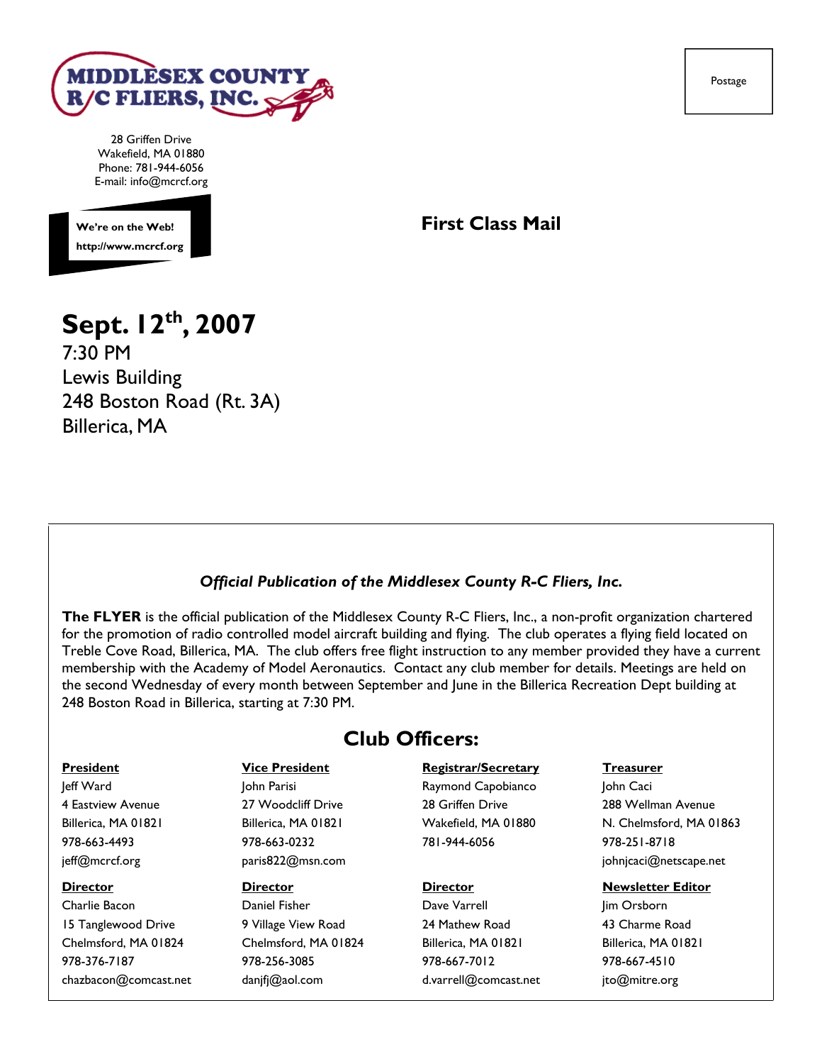MIDDLESEX COUNTY R/C FLIERS, INC.

28 Griffen Drive
Wakefield, MA 01880
Phone: 781-944-6056
E-mail: info@mcrcf.org

**We're on the Web!**
**http://www.mcrcf.org**

Postage

**First Class Mail**

# Sept. 12th, 2007

7:30 PM
Lewis Building
248 Boston Road (Rt. 3A)
Billerica, MA

***Official Publication of the Middlesex County R-C Fliers, Inc.***

**The FLYER** is the official publication of the Middlesex County R-C Fliers, Inc., a non-profit organization chartered for the promotion of radio controlled model aircraft building and flying. The club operates a flying field located on Treble Cove Road, Billerica, MA. The club offers free flight instruction to any member provided they have a current membership with the Academy of Model Aeronautics. Contact any club member for details. Meetings are held on the second Wednesday of every month between September and June in the Billerica Recreation Dept building at 248 Boston Road in Billerica, starting at 7:30 PM.

## Club Officers:

**President**
Jeff Ward
4 Eastview Avenue
Billerica, MA 01821
978-663-4493
jeff@mcrcf.org

**Vice President**
John Parisi
27 Woodcliff Drive
Billerica, MA 01821
978-663-0232
paris822@msn.com

**Registrar/Secretary**
Raymond Capobianco
28 Griffen Drive
Wakefield, MA 01880
781-944-6056

**Treasurer**
John Caci
288 Wellman Avenue
N. Chelmsford, MA 01863
978-251-8718
johnjcaci@netscape.net

**Director**
Charlie Bacon
15 Tanglewood Drive
Chelmsford, MA 01824
978-376-7187
chazbacon@comcast.net

**Director**
Daniel Fisher
9 Village View Road
Chelmsford, MA 01824
978-256-3085
danjfj@aol.com

**Director**
Dave Varrell
24 Mathew Road
Billerica, MA 01821
978-667-7012
d.varrell@comcast.net

**Newsletter Editor**
Jim Orsborn
43 Charme Road
Billerica, MA 01821
978-667-4510
jto@mitre.org